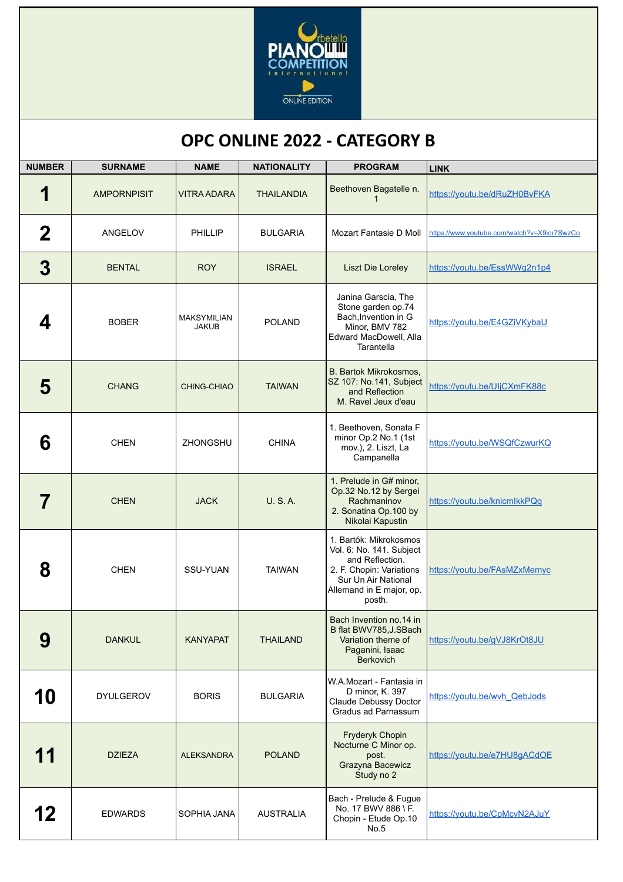# OPC ONLINE 2022 - CATEGORY B

| NUMBER | SURNAME | NAME | NATIONALITY | PROGRAM | LINK |
|---|---|---|---|---|---|
| 1 | AMPORNPISIT | VITRA ADARA | THAILANDIA | Beethoven Bagatelle n. 1 | https://youtu.be/dRuZH0BvFKA |
| 2 | ANGELOV | PHILLIP | BULGARIA | Mozart Fantasie D Moll | https://www.youtube.com/watch?v=X9ior7SwzCo |
| 3 | BENTAL | ROY | ISRAEL | Liszt Die Loreley | https://youtu.be/EssWWg2n1p4 |
| 4 | BOBER | MAKSYMILIAN JAKUB | POLAND | Janina Garscia, The Stone garden op.74 Bach,Invention in G Minor, BMV 782 Edward MacDowell, Alla Tarantella | https://youtu.be/E4GZiVKybaU |
| 5 | CHANG | CHING-CHIAO | TAIWAN | B. Bartok Mikrokosmos, SZ 107: No.141, Subject and Reflection M. Ravel Jeux d'eau | https://youtu.be/UIjCXmFK88c |
| 6 | CHEN | ZHONGSHU | CHINA | 1. Beethoven, Sonata F minor Op.2 No.1 (1st mov.), 2. Liszt, La Campanella | https://youtu.be/WSQfCzwurKQ |
| 7 | CHEN | JACK | U. S. A. | 1. Prelude in G# minor, Op.32 No.12 by Sergei Rachmaninov 2. Sonatina Op.100 by Nikolai Kapustin | https://youtu.be/knlcmIkkPQg |
| 8 | CHEN | SSU-YUAN | TAIWAN | 1. Bartók: Mikrokosmos Vol. 6: No. 141. Subject and Reflection. 2. F. Chopin: Variations Sur Un Air National Allemand in E major, op. posth. | https://youtu.be/FAsMZxMemyc |
| 9 | DANKUL | KANYAPAT | THAILAND | Bach Invention no.14 in B flat BWV785,J.SBach Variation theme of Paganini, Isaac Berkovich | https://youtu.be/gVJ8KrOt8JU |
| 10 | DYULGEROV | BORIS | BULGARIA | W.A.Mozart - Fantasia in D minor, K. 397 Claude Debussy Doctor Gradus ad Parnassum | https://youtu.be/wvh_QebJods |
| 11 | DZIEZA | ALEKSANDRA | POLAND | Fryderyk Chopin Nocturne C Minor op. post. Grazyna Bacewicz Study no 2 | https://youtu.be/e7HU8gACdOE |
| 12 | EDWARDS | SOPHIA JANA | AUSTRALIA | Bach - Prelude & Fugue No. 17 BWV 886 \ F. Chopin - Etude Op.10 No.5 | https://youtu.be/CpMcvN2AJuY |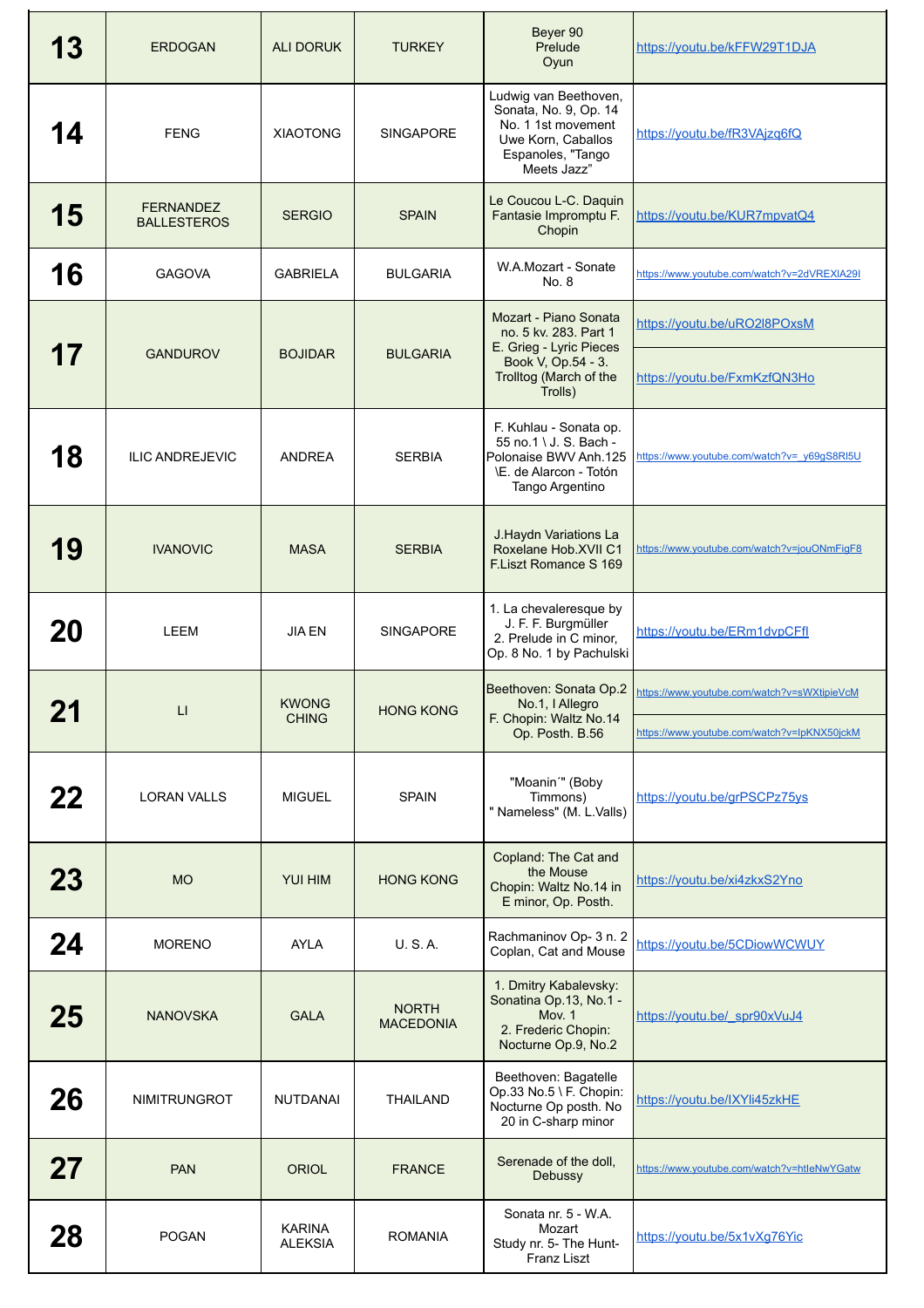| 13 | ERDOGAN | ALI DORUK | TURKEY | Beyer 90 Prelude Oyun | https://youtu.be/kFFW29T1DJA |
|---|---|---|---|---|---|
| 14 | FENG | XIAOTONG | SINGAPORE | Ludwig van Beethoven, Sonata, No. 9, Op. 14 No. 1 1st movement Uwe Korn, Caballos Espanoles, "Tango Meets Jazz" | https://youtu.be/fR3VAjzq6fQ |
| 15 | FERNANDEZ BALLESTEROS | SERGIO | SPAIN | Le Coucou L-C. Daquin Fantasie Impromptu F. Chopin | https://youtu.be/KUR7mpvatQ4 |
| 16 | GAGOVA | GABRIELA | BULGARIA | W.A.Mozart - Sonate No. 8 | https://www.youtube.com/watch?v=2dVREXIA29I |
| 17 | GANDUROV | BOJIDAR | BULGARIA | Mozart - Piano Sonata no. 5 kv. 283. Part 1 E. Grieg - Lyric Pieces Book V, Op.54 - 3. Trolltog (March of the Trolls) | https://youtu.be/uRO2l8POxsM<br>https://youtu.be/FxmKzfQN3Ho |
| 18 | ILIC ANDREJEVIC | ANDREA | SERBIA | F. Kuhlau - Sonata op. 55 no.1 \ J. S. Bach - Polonaise BWV Anh.125 \E. de Alarcon - Totón Tango Argentino | https://www.youtube.com/watch?v=_y69gS8Rl5U |
| 19 | IVANOVIC | MASA | SERBIA | J.Haydn Variations La Roxelane Hob.XVII C1 F.Liszt Romance S 169 | https://www.youtube.com/watch?v=jouONmFigF8 |
| 20 | LEEM | JIA EN | SINGAPORE | 1. La chevaleresque by J. F. F. Burgmüller 2. Prelude in C minor, Op. 8 No. 1 by Pachulski | https://youtu.be/ERm1dvpCFfI |
| 21 | LI | KWONG CHING | HONG KONG | Beethoven: Sonata Op.2 No.1, I Allegro F. Chopin: Waltz No.14 Op. Posth. B.56 | https://www.youtube.com/watch?v=sWXtipieVcM<br>https://www.youtube.com/watch?v=IpKNX50jckM |
| 22 | LORAN VALLS | MIGUEL | SPAIN | "Moanin´" (Boby Timmons) " Nameless" (M. L.Valls) | https://youtu.be/grPSCPz75ys |
| 23 | MO | YUI HIM | HONG KONG | Copland: The Cat and the Mouse Chopin: Waltz No.14 in E minor, Op. Posth. | https://youtu.be/xi4zkxS2Yno |
| 24 | MORENO | AYLA | U. S. A. | Rachmaninov Op- 3 n. 2 Coplan, Cat and Mouse | https://youtu.be/5CDiowWCWUY |
| 25 | NANOVSKA | GALA | NORTH MACEDONIA | 1. Dmitry Kabalevsky: Sonatina Op.13, No.1 - Mov. 1 2. Frederic Chopin: Nocturne Op.9, No.2 | https://youtu.be/_spr90xVuJ4 |
| 26 | NIMITRUNGROT | NUTDANAI | THAILAND | Beethoven: Bagatelle Op.33 No.5 \ F. Chopin: Nocturne Op posth. No 20 in C-sharp minor | https://youtu.be/lXYli45zkHE |
| 27 | PAN | ORIOL | FRANCE | Serenade of the doll, Debussy | https://www.youtube.com/watch?v=htleNwYGatw |
| 28 | POGAN | KARINA ALEKSIA | ROMANIA | Sonata nr. 5 - W.A. Mozart Study nr. 5- The Hunt- Franz Liszt | https://youtu.be/5x1vXg76Yic |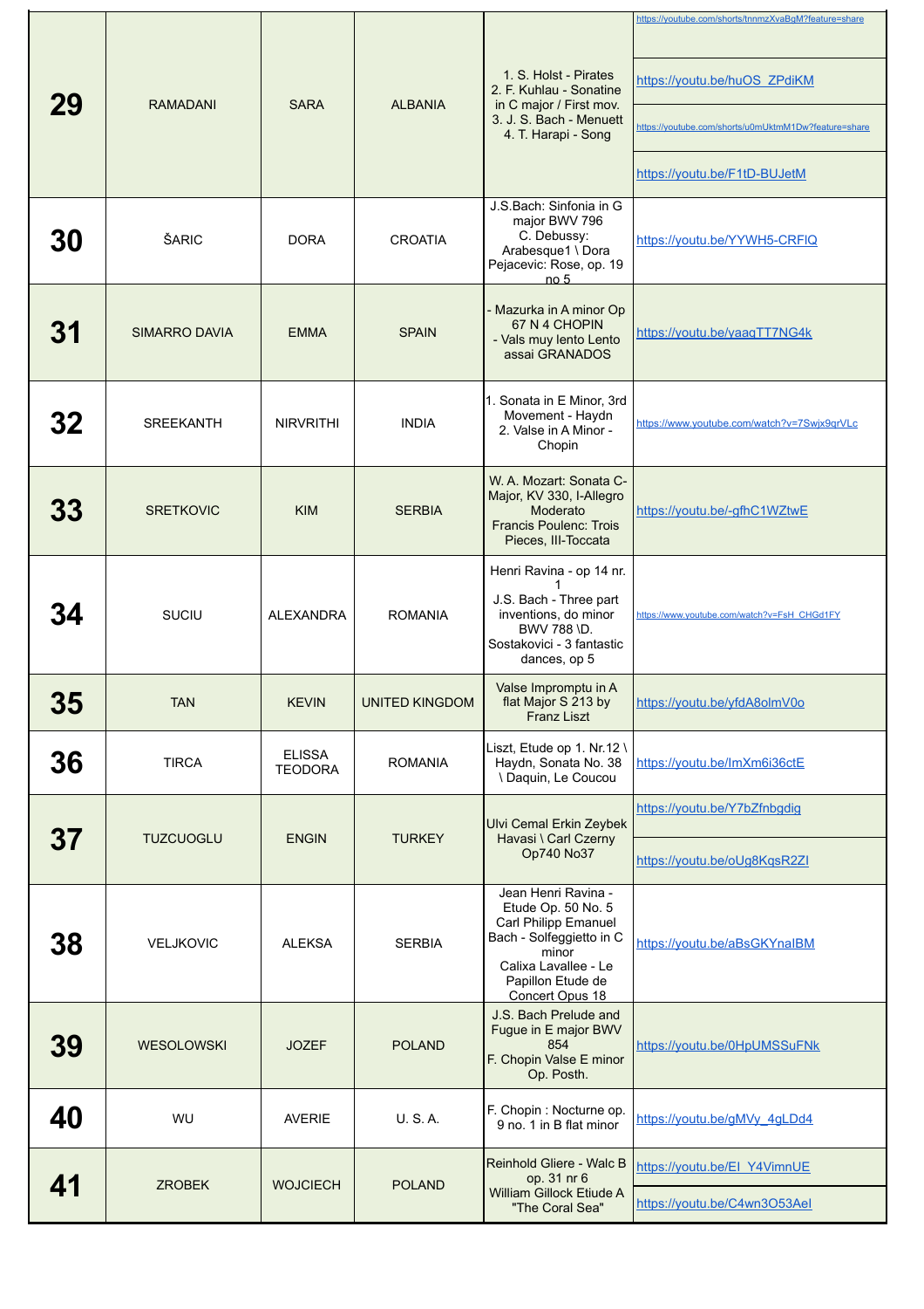| | | | | | |
|---|---|---|---|---|---|
| **29** | RAMADANI | SARA | ALBANIA | 1. S. Holst - Pirates<br>2. F. Kuhlau - Sonatine in C major / First mov.<br>3. J. S. Bach - Menuett<br>4. T. Harapi - Song | https://youtube.com/shorts/tnnmzXvaBgM?feature=share<br>https://youtu.be/huOS_ZPdiKM<br>https://youtube.com/shorts/u0mUktmM1Dw?feature=share<br>https://youtu.be/F1tD-BUJetM |
| **30** | ŠARIC | DORA | CROATIA | J.S.Bach: Sinfonia in G major BWV 796<br>C. Debussy: Arabesque1 \ Dora Pejacevic: Rose, op. 19 no 5 | https://youtu.be/YYWH5-CRFIQ |
| **31** | SIMARRO DAVIA | EMMA | SPAIN | - Mazurka in A minor Op 67 N 4 CHOPIN<br>- Vals muy lento Lento assai GRANADOS | https://youtu.be/yaagTT7NG4k |
| **32** | SREEKANTH | NIRVRITHI | INDIA | 1. Sonata in E Minor, 3rd Movement - Haydn<br>2. Valse in A Minor - Chopin | https://www.youtube.com/watch?v=7Swjx9qrVLc |
| **33** | SRETKOVIC | KIM | SERBIA | W. A. Mozart: Sonata C-Major, KV 330, I-Allegro Moderato<br>Francis Poulenc: Trois Pieces, III-Toccata | https://youtu.be/-gfhC1WZtwE |
| **34** | SUCIU | ALEXANDRA | ROMANIA | Henri Ravina - op 14 nr. 1<br>J.S. Bach - Three part inventions, do minor BWV 788 \D. Sostakovici - 3 fantastic dances, op 5 | https://www.youtube.com/watch?v=FsH_CHGd1FY |
| **35** | TAN | KEVIN | UNITED KINGDOM | Valse Impromptu in A flat Major S 213 by Franz Liszt | https://youtu.be/yfdA8olmV0o |
| **36** | TIRCA | ELISSA TEODORA | ROMANIA | Liszt, Etude op 1. Nr.12 \ Haydn, Sonata No. 38 \ Daquin, Le Coucou | https://youtu.be/ImXm6i36ctE |
| **37** | TUZCUOGLU | ENGIN | TURKEY | Ulvi Cemal Erkin Zeybek Havasi \ Carl Czerny Op740 No37 | https://youtu.be/Y7bZfnbgdig<br>https://youtu.be/oUg8KqsR2ZI |
| **38** | VELJKOVIC | ALEKSA | SERBIA | Jean Henri Ravina - Etude Op. 50 No. 5<br>Carl Philipp Emanuel Bach - Solfeggietto in C minor<br>Calixa Lavallee - Le Papillon Etude de Concert Opus 18 | https://youtu.be/aBsGKYnalBM |
| **39** | WESOLOWSKI | JOZEF | POLAND | J.S. Bach Prelude and Fugue in E major BWV 854<br>F. Chopin Valse E minor Op. Posth. | https://youtu.be/0HpUMSSuFNk |
| **40** | WU | AVERIE | U. S. A. | F. Chopin : Nocturne op. 9 no. 1 in B flat minor | https://youtu.be/gMVy_4gLDd4 |
| **41** | ZROBEK | WOJCIECH | POLAND | Reinhold Gliere - Walc B op. 31 nr 6<br>William Gillock Etiude A "The Coral Sea" | https://youtu.be/EI_Y4VimnUE<br>https://youtu.be/C4wn3O53AeI |